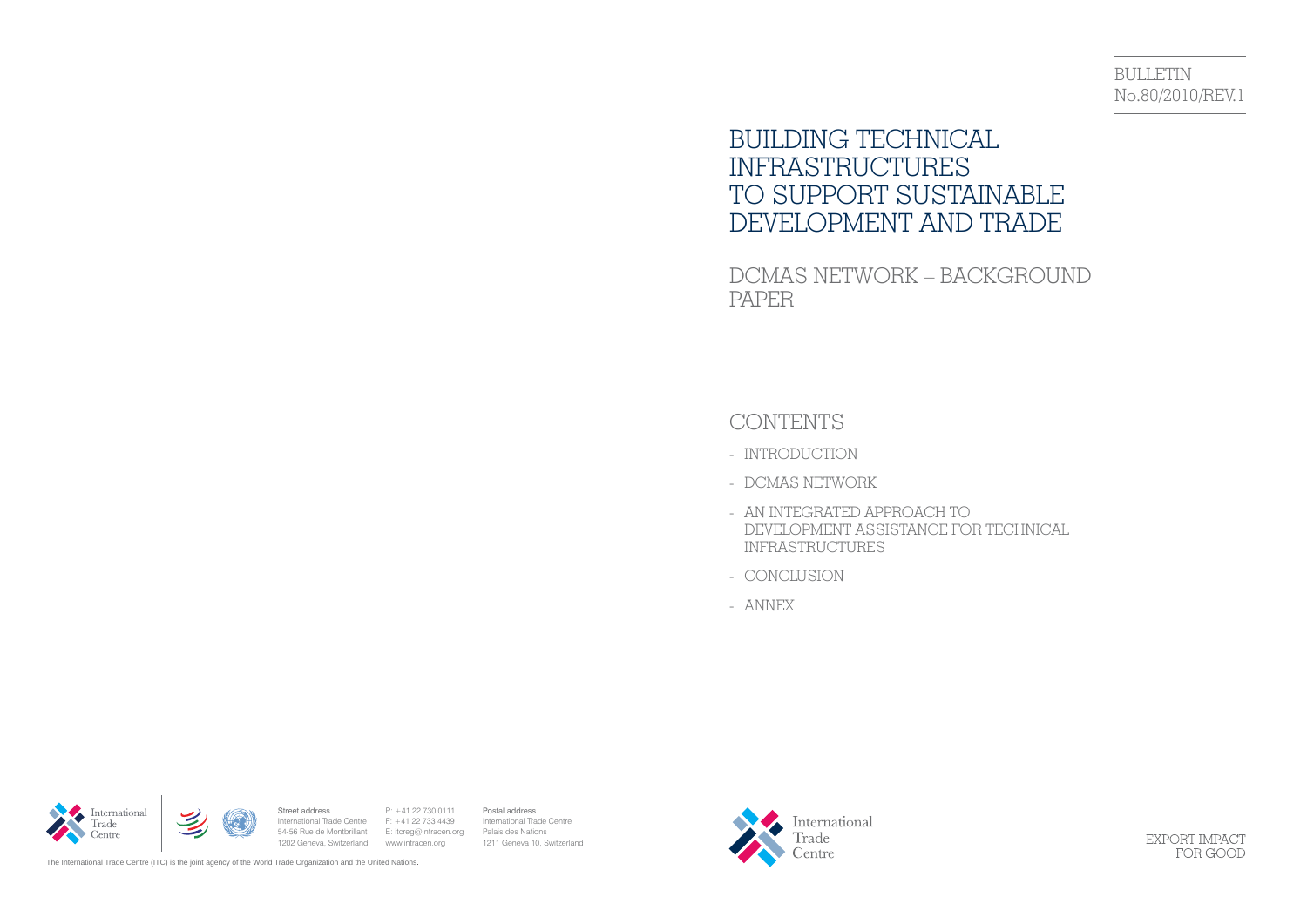BULLETIN
No.80/2010/REV.1

# BUILDING TECHNICAL INFRASTRUCTURES TO SUPPORT SUSTAINABLE DEVELOPMENT AND TRADE

## DCMAS NETWORK – BACKGROUND PAPER

## CONTENTS

- INTRODUCTION
- DCMAS NETWORK
- AN INTEGRATED APPROACH TO DEVELOPMENT ASSISTANCE FOR TECHNICAL INFRASTRUCTURES
- CONCLUSION
- ANNEX

International Trade Centre

**Street address**
International Trade Centre
54-56 Rue de Montbrillant
1202 Geneva, Switzerland

P: +41 22 730 0111
F: +41 22 733 4439
E: itcreg@intracen.org
www.intracen.org

**Postal address**
International Trade Centre
Palais des Nations
1211 Geneva 10, Switzerland

The International Trade Centre (ITC) is the joint agency of the World Trade Organization and the United Nations.

International Trade Centre

EXPORT IMPACT FOR GOOD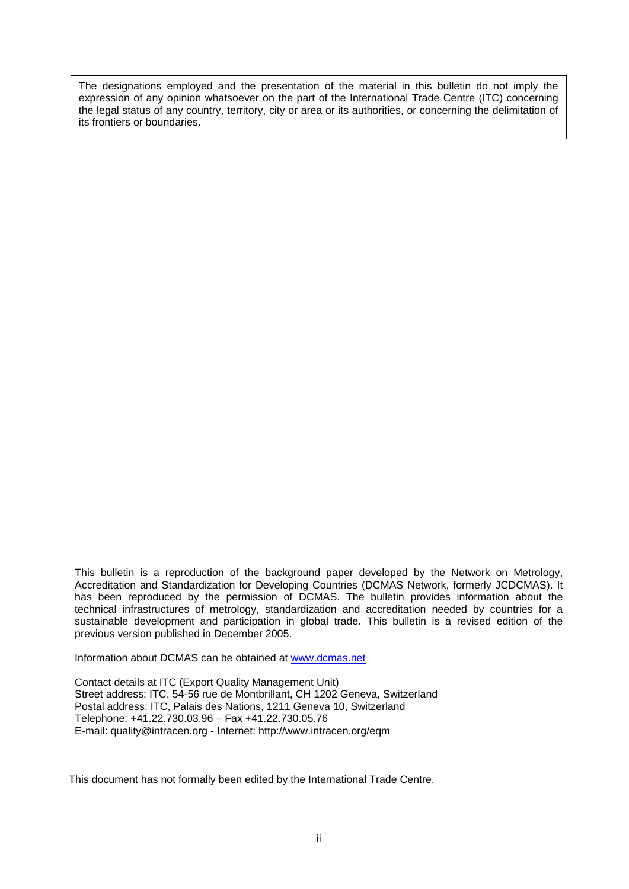The designations employed and the presentation of the material in this bulletin do not imply the expression of any opinion whatsoever on the part of the International Trade Centre (ITC) concerning the legal status of any country, territory, city or area or its authorities, or concerning the delimitation of its frontiers or boundaries.

This bulletin is a reproduction of the background paper developed by the Network on Metrology, Accreditation and Standardization for Developing Countries (DCMAS Network, formerly JCDCMAS). It has been reproduced by the permission of DCMAS. The bulletin provides information about the technical infrastructures of metrology, standardization and accreditation needed by countries for a sustainable development and participation in global trade. This bulletin is a revised edition of the previous version published in December 2005.

Information about DCMAS can be obtained at www.dcmas.net

Contact details at ITC (Export Quality Management Unit)
Street address: ITC, 54-56 rue de Montbrillant, CH 1202 Geneva, Switzerland
Postal address: ITC, Palais des Nations, 1211 Geneva 10, Switzerland
Telephone: +41.22.730.03.96 – Fax +41.22.730.05.76
E-mail: quality@intracen.org - Internet: http://www.intracen.org/eqm

This document has not formally been edited by the International Trade Centre.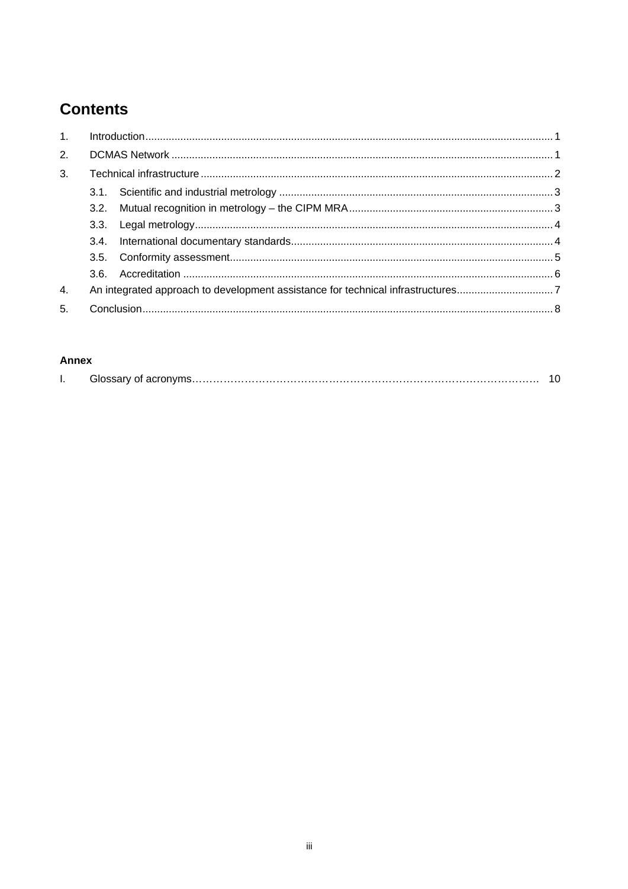# Contents

1. Introduction ........................................................................................................................................ 1
2. DCMAS Network ................................................................................................................................ 1
3. Technical infrastructure ...................................................................................................................... 2
   - 3.1. Scientific and industrial metrology ............................................................................................ 3
   - 3.2. Mutual recognition in metrology – the CIPM MRA .................................................................... 3
   - 3.3. Legal metrology ......................................................................................................................... 4
   - 3.4. International documentary standards ........................................................................................ 4
   - 3.5. Conformity assessment ............................................................................................................. 5
   - 3.6. Accreditation ............................................................................................................................. 6
4. An integrated approach to development assistance for technical infrastructures ................................ 7
5. Conclusion .......................................................................................................................................... 8

**Annex**

I. Glossary of acronyms ………………………………………………………………………………………… 10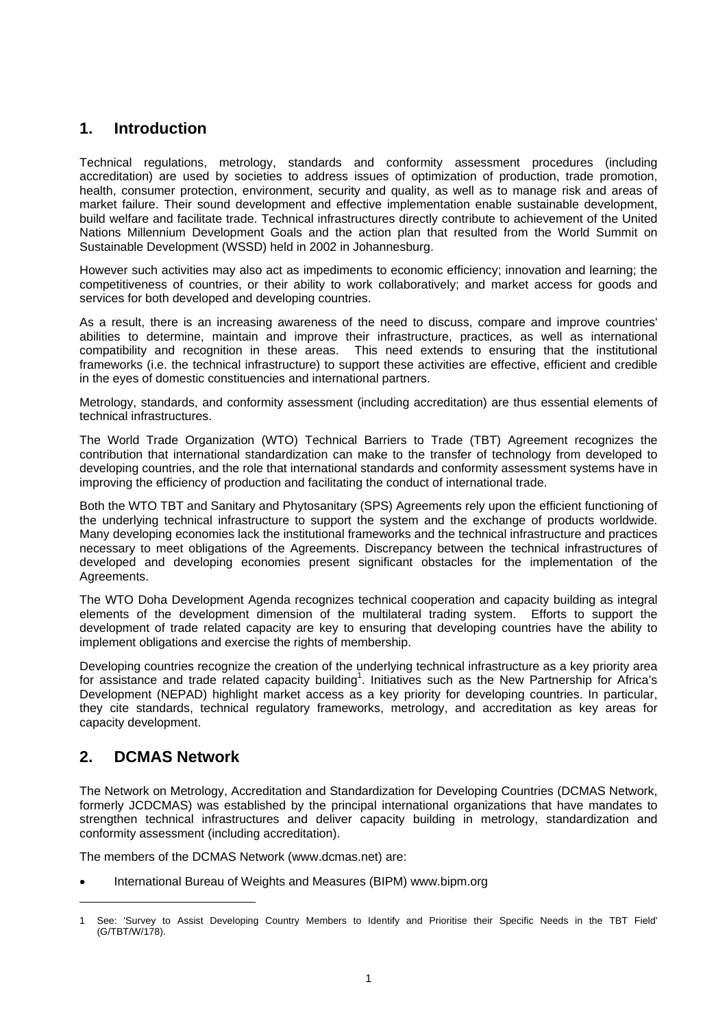## 1. Introduction

Technical regulations, metrology, standards and conformity assessment procedures (including accreditation) are used by societies to address issues of optimization of production, trade promotion, health, consumer protection, environment, security and quality, as well as to manage risk and areas of market failure. Their sound development and effective implementation enable sustainable development, build welfare and facilitate trade. Technical infrastructures directly contribute to achievement of the United Nations Millennium Development Goals and the action plan that resulted from the World Summit on Sustainable Development (WSSD) held in 2002 in Johannesburg.

However such activities may also act as impediments to economic efficiency; innovation and learning; the competitiveness of countries, or their ability to work collaboratively; and market access for goods and services for both developed and developing countries.

As a result, there is an increasing awareness of the need to discuss, compare and improve countries' abilities to determine, maintain and improve their infrastructure, practices, as well as international compatibility and recognition in these areas. This need extends to ensuring that the institutional frameworks (i.e. the technical infrastructure) to support these activities are effective, efficient and credible in the eyes of domestic constituencies and international partners.

Metrology, standards, and conformity assessment (including accreditation) are thus essential elements of technical infrastructures.

The World Trade Organization (WTO) Technical Barriers to Trade (TBT) Agreement recognizes the contribution that international standardization can make to the transfer of technology from developed to developing countries, and the role that international standards and conformity assessment systems have in improving the efficiency of production and facilitating the conduct of international trade.

Both the WTO TBT and Sanitary and Phytosanitary (SPS) Agreements rely upon the efficient functioning of the underlying technical infrastructure to support the system and the exchange of products worldwide. Many developing economies lack the institutional frameworks and the technical infrastructure and practices necessary to meet obligations of the Agreements. Discrepancy between the technical infrastructures of developed and developing economies present significant obstacles for the implementation of the Agreements.

The WTO Doha Development Agenda recognizes technical cooperation and capacity building as integral elements of the development dimension of the multilateral trading system. Efforts to support the development of trade related capacity are key to ensuring that developing countries have the ability to implement obligations and exercise the rights of membership.

Developing countries recognize the creation of the underlying technical infrastructure as a key priority area for assistance and trade related capacity building[1]. Initiatives such as the New Partnership for Africa's Development (NEPAD) highlight market access as a key priority for developing countries. In particular, they cite standards, technical regulatory frameworks, metrology, and accreditation as key areas for capacity development.

## 2. DCMAS Network

The Network on Metrology, Accreditation and Standardization for Developing Countries (DCMAS Network, formerly JCDCMAS) was established by the principal international organizations that have mandates to strengthen technical infrastructures and deliver capacity building in metrology, standardization and conformity assessment (including accreditation).

The members of the DCMAS Network (www.dcmas.net) are:

- International Bureau of Weights and Measures (BIPM) www.bipm.org

---

1 See: 'Survey to Assist Developing Country Members to Identify and Prioritise their Specific Needs in the TBT Field' (G/TBT/W/178).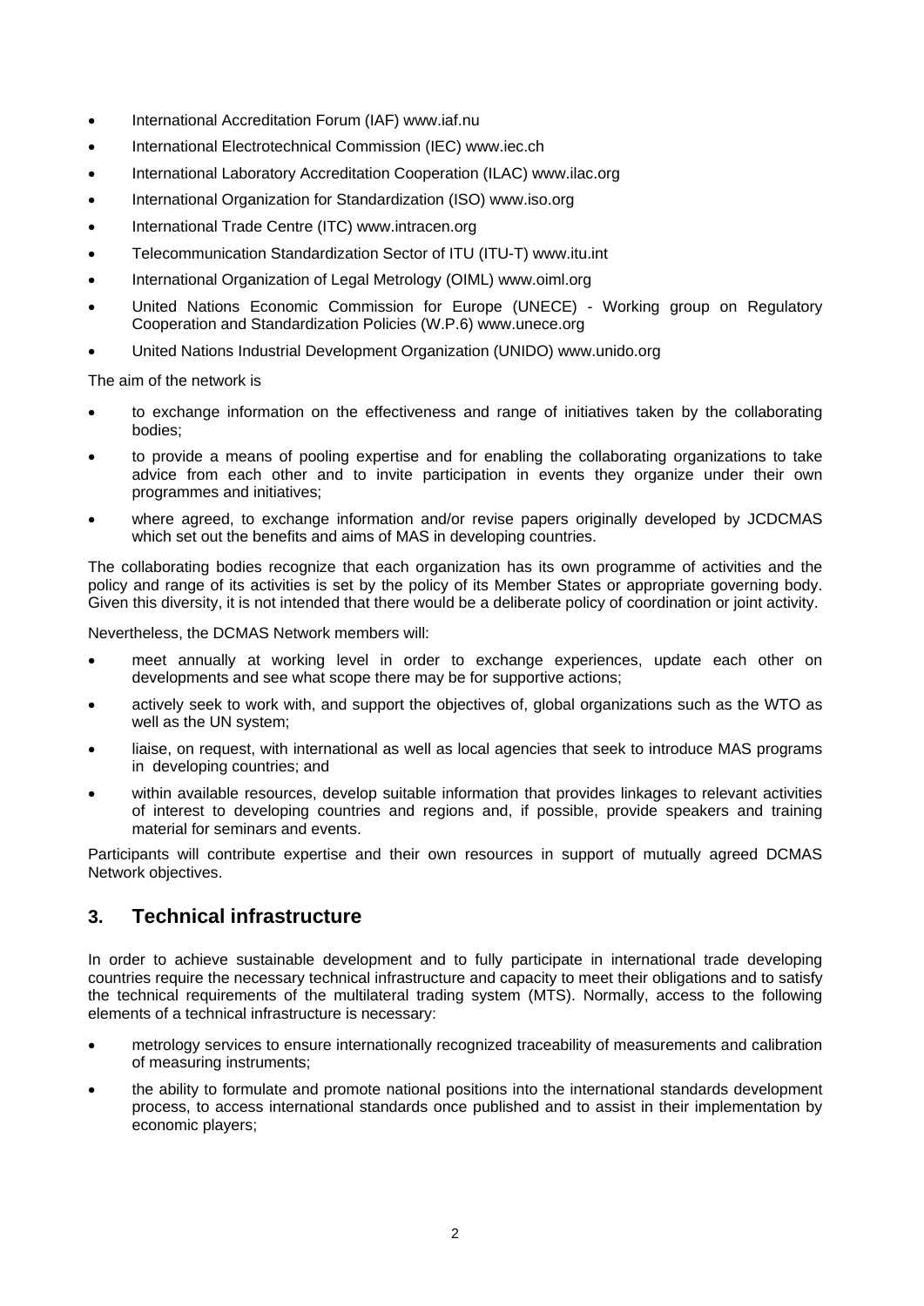- International Accreditation Forum (IAF) www.iaf.nu
- International Electrotechnical Commission (IEC) www.iec.ch
- International Laboratory Accreditation Cooperation (ILAC) www.ilac.org
- International Organization for Standardization (ISO) www.iso.org
- International Trade Centre (ITC) www.intracen.org
- Telecommunication Standardization Sector of ITU (ITU-T) www.itu.int
- International Organization of Legal Metrology (OIML) www.oiml.org
- United Nations Economic Commission for Europe (UNECE) - Working group on Regulatory Cooperation and Standardization Policies (W.P.6) www.unece.org
- United Nations Industrial Development Organization (UNIDO) www.unido.org

The aim of the network is

- to exchange information on the effectiveness and range of initiatives taken by the collaborating bodies;
- to provide a means of pooling expertise and for enabling the collaborating organizations to take advice from each other and to invite participation in events they organize under their own programmes and initiatives;
- where agreed, to exchange information and/or revise papers originally developed by JCDCMAS which set out the benefits and aims of MAS in developing countries.

The collaborating bodies recognize that each organization has its own programme of activities and the policy and range of its activities is set by the policy of its Member States or appropriate governing body. Given this diversity, it is not intended that there would be a deliberate policy of coordination or joint activity.

Nevertheless, the DCMAS Network members will:

- meet annually at working level in order to exchange experiences, update each other on developments and see what scope there may be for supportive actions;
- actively seek to work with, and support the objectives of, global organizations such as the WTO as well as the UN system;
- liaise, on request, with international as well as local agencies that seek to introduce MAS programs in developing countries; and
- within available resources, develop suitable information that provides linkages to relevant activities of interest to developing countries and regions and, if possible, provide speakers and training material for seminars and events.

Participants will contribute expertise and their own resources in support of mutually agreed DCMAS Network objectives.

## 3. Technical infrastructure

In order to achieve sustainable development and to fully participate in international trade developing countries require the necessary technical infrastructure and capacity to meet their obligations and to satisfy the technical requirements of the multilateral trading system (MTS). Normally, access to the following elements of a technical infrastructure is necessary:

- metrology services to ensure internationally recognized traceability of measurements and calibration of measuring instruments;
- the ability to formulate and promote national positions into the international standards development process, to access international standards once published and to assist in their implementation by economic players;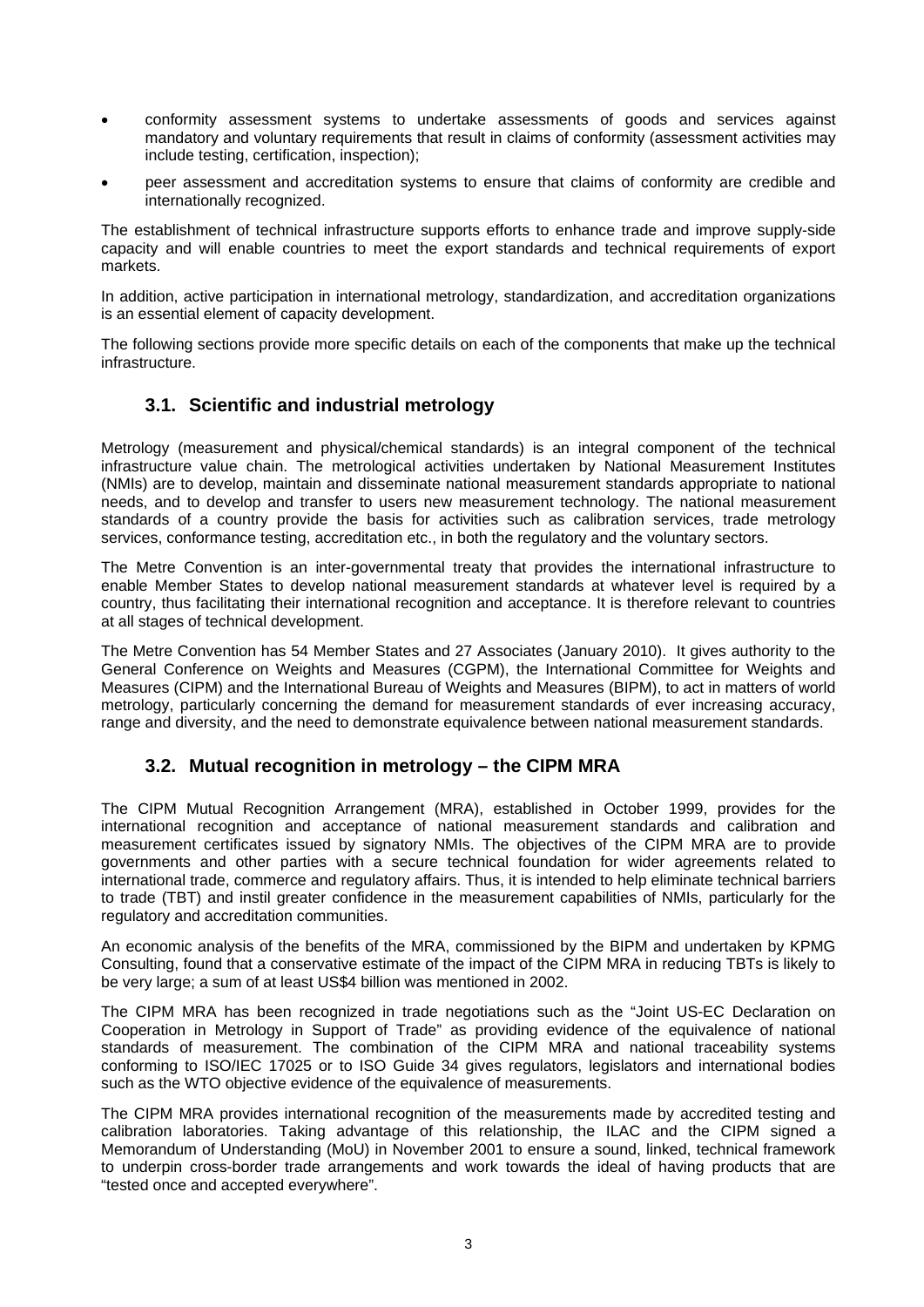- conformity assessment systems to undertake assessments of goods and services against mandatory and voluntary requirements that result in claims of conformity (assessment activities may include testing, certification, inspection);
- peer assessment and accreditation systems to ensure that claims of conformity are credible and internationally recognized.

The establishment of technical infrastructure supports efforts to enhance trade and improve supply-side capacity and will enable countries to meet the export standards and technical requirements of export markets.

In addition, active participation in international metrology, standardization, and accreditation organizations is an essential element of capacity development.

The following sections provide more specific details on each of the components that make up the technical infrastructure.

### 3.1. Scientific and industrial metrology

Metrology (measurement and physical/chemical standards) is an integral component of the technical infrastructure value chain. The metrological activities undertaken by National Measurement Institutes (NMIs) are to develop, maintain and disseminate national measurement standards appropriate to national needs, and to develop and transfer to users new measurement technology. The national measurement standards of a country provide the basis for activities such as calibration services, trade metrology services, conformance testing, accreditation etc., in both the regulatory and the voluntary sectors.

The Metre Convention is an inter-governmental treaty that provides the international infrastructure to enable Member States to develop national measurement standards at whatever level is required by a country, thus facilitating their international recognition and acceptance. It is therefore relevant to countries at all stages of technical development.

The Metre Convention has 54 Member States and 27 Associates (January 2010). It gives authority to the General Conference on Weights and Measures (CGPM), the International Committee for Weights and Measures (CIPM) and the International Bureau of Weights and Measures (BIPM), to act in matters of world metrology, particularly concerning the demand for measurement standards of ever increasing accuracy, range and diversity, and the need to demonstrate equivalence between national measurement standards.

### 3.2. Mutual recognition in metrology – the CIPM MRA

The CIPM Mutual Recognition Arrangement (MRA), established in October 1999, provides for the international recognition and acceptance of national measurement standards and calibration and measurement certificates issued by signatory NMIs. The objectives of the CIPM MRA are to provide governments and other parties with a secure technical foundation for wider agreements related to international trade, commerce and regulatory affairs. Thus, it is intended to help eliminate technical barriers to trade (TBT) and instil greater confidence in the measurement capabilities of NMIs, particularly for the regulatory and accreditation communities.

An economic analysis of the benefits of the MRA, commissioned by the BIPM and undertaken by KPMG Consulting, found that a conservative estimate of the impact of the CIPM MRA in reducing TBTs is likely to be very large; a sum of at least US$4 billion was mentioned in 2002.

The CIPM MRA has been recognized in trade negotiations such as the "Joint US-EC Declaration on Cooperation in Metrology in Support of Trade" as providing evidence of the equivalence of national standards of measurement. The combination of the CIPM MRA and national traceability systems conforming to ISO/IEC 17025 or to ISO Guide 34 gives regulators, legislators and international bodies such as the WTO objective evidence of the equivalence of measurements.

The CIPM MRA provides international recognition of the measurements made by accredited testing and calibration laboratories. Taking advantage of this relationship, the ILAC and the CIPM signed a Memorandum of Understanding (MoU) in November 2001 to ensure a sound, linked, technical framework to underpin cross-border trade arrangements and work towards the ideal of having products that are "tested once and accepted everywhere".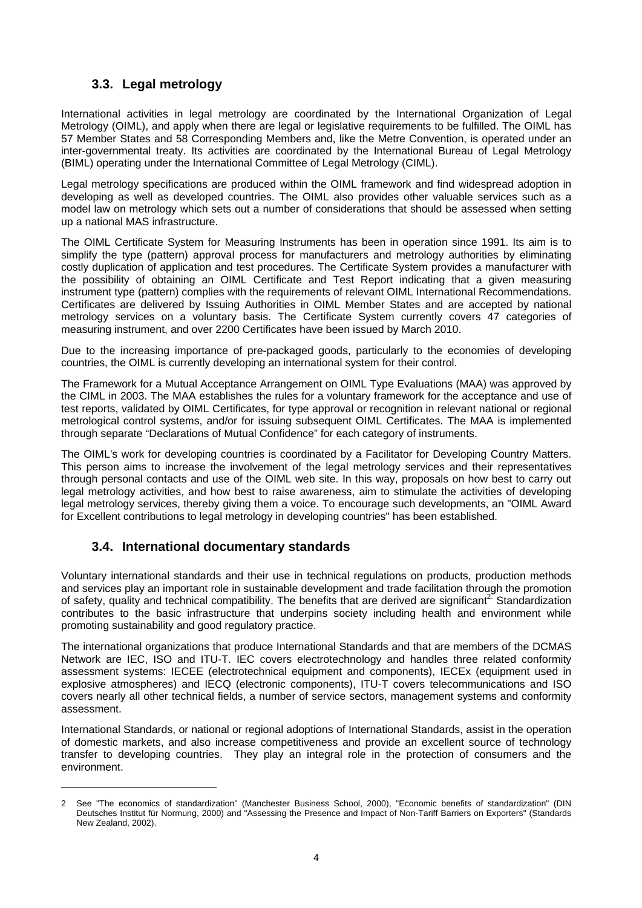## 3.3. Legal metrology

International activities in legal metrology are coordinated by the International Organization of Legal Metrology (OIML), and apply when there are legal or legislative requirements to be fulfilled. The OIML has 57 Member States and 58 Corresponding Members and, like the Metre Convention, is operated under an inter-governmental treaty. Its activities are coordinated by the International Bureau of Legal Metrology (BIML) operating under the International Committee of Legal Metrology (CIML).

Legal metrology specifications are produced within the OIML framework and find widespread adoption in developing as well as developed countries. The OIML also provides other valuable services such as a model law on metrology which sets out a number of considerations that should be assessed when setting up a national MAS infrastructure.

The OIML Certificate System for Measuring Instruments has been in operation since 1991. Its aim is to simplify the type (pattern) approval process for manufacturers and metrology authorities by eliminating costly duplication of application and test procedures. The Certificate System provides a manufacturer with the possibility of obtaining an OIML Certificate and Test Report indicating that a given measuring instrument type (pattern) complies with the requirements of relevant OIML International Recommendations. Certificates are delivered by Issuing Authorities in OIML Member States and are accepted by national metrology services on a voluntary basis. The Certificate System currently covers 47 categories of measuring instrument, and over 2200 Certificates have been issued by March 2010.

Due to the increasing importance of pre-packaged goods, particularly to the economies of developing countries, the OIML is currently developing an international system for their control.

The Framework for a Mutual Acceptance Arrangement on OIML Type Evaluations (MAA) was approved by the CIML in 2003. The MAA establishes the rules for a voluntary framework for the acceptance and use of test reports, validated by OIML Certificates, for type approval or recognition in relevant national or regional metrological control systems, and/or for issuing subsequent OIML Certificates. The MAA is implemented through separate "Declarations of Mutual Confidence" for each category of instruments.

The OIML's work for developing countries is coordinated by a Facilitator for Developing Country Matters. This person aims to increase the involvement of the legal metrology services and their representatives through personal contacts and use of the OIML web site. In this way, proposals on how best to carry out legal metrology activities, and how best to raise awareness, aim to stimulate the activities of developing legal metrology services, thereby giving them a voice. To encourage such developments, an "OIML Award for Excellent contributions to legal metrology in developing countries" has been established.

## 3.4. International documentary standards

Voluntary international standards and their use in technical regulations on products, production methods and services play an important role in sustainable development and trade facilitation through the promotion of safety, quality and technical compatibility. The benefits that are derived are significant[2]. Standardization contributes to the basic infrastructure that underpins society including health and environment while promoting sustainability and good regulatory practice.

The international organizations that produce International Standards and that are members of the DCMAS Network are IEC, ISO and ITU-T. IEC covers electrotechnology and handles three related conformity assessment systems: IECEE (electrotechnical equipment and components), IECEx (equipment used in explosive atmospheres) and IECQ (electronic components), ITU-T covers telecommunications and ISO covers nearly all other technical fields, a number of service sectors, management systems and conformity assessment.

International Standards, or national or regional adoptions of International Standards, assist in the operation of domestic markets, and also increase competitiveness and provide an excellent source of technology transfer to developing countries. They play an integral role in the protection of consumers and the environment.

---

2 See "The economics of standardization" (Manchester Business School, 2000), "Economic benefits of standardization" (DIN Deutsches Institut für Normung, 2000) and "Assessing the Presence and Impact of Non-Tariff Barriers on Exporters" (Standards New Zealand, 2002).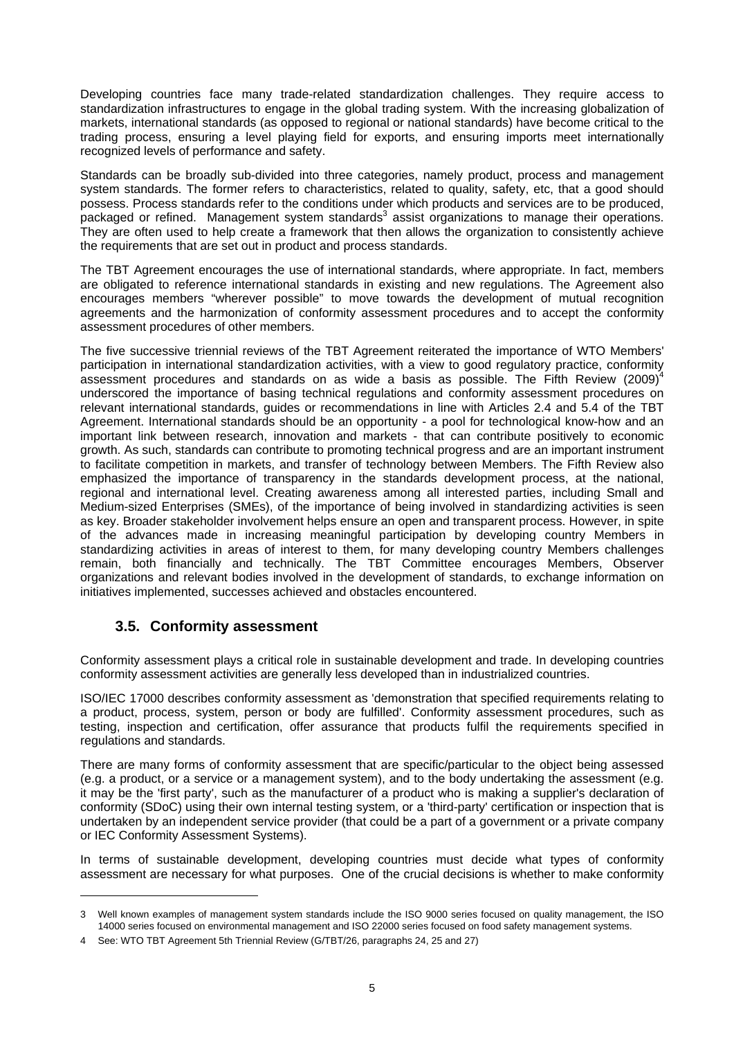Developing countries face many trade-related standardization challenges. They require access to standardization infrastructures to engage in the global trading system. With the increasing globalization of markets, international standards (as opposed to regional or national standards) have become critical to the trading process, ensuring a level playing field for exports, and ensuring imports meet internationally recognized levels of performance and safety.

Standards can be broadly sub-divided into three categories, namely product, process and management system standards. The former refers to characteristics, related to quality, safety, etc, that a good should possess. Process standards refer to the conditions under which products and services are to be produced, packaged or refined. Management system standards[3] assist organizations to manage their operations. They are often used to help create a framework that then allows the organization to consistently achieve the requirements that are set out in product and process standards.

The TBT Agreement encourages the use of international standards, where appropriate. In fact, members are obligated to reference international standards in existing and new regulations. The Agreement also encourages members "wherever possible" to move towards the development of mutual recognition agreements and the harmonization of conformity assessment procedures and to accept the conformity assessment procedures of other members.

The five successive triennial reviews of the TBT Agreement reiterated the importance of WTO Members' participation in international standardization activities, with a view to good regulatory practice, conformity assessment procedures and standards on as wide a basis as possible. The Fifth Review (2009)[4] underscored the importance of basing technical regulations and conformity assessment procedures on relevant international standards, guides or recommendations in line with Articles 2.4 and 5.4 of the TBT Agreement. International standards should be an opportunity - a pool for technological know-how and an important link between research, innovation and markets - that can contribute positively to economic growth. As such, standards can contribute to promoting technical progress and are an important instrument to facilitate competition in markets, and transfer of technology between Members. The Fifth Review also emphasized the importance of transparency in the standards development process, at the national, regional and international level. Creating awareness among all interested parties, including Small and Medium-sized Enterprises (SMEs), of the importance of being involved in standardizing activities is seen as key. Broader stakeholder involvement helps ensure an open and transparent process. However, in spite of the advances made in increasing meaningful participation by developing country Members in standardizing activities in areas of interest to them, for many developing country Members challenges remain, both financially and technically. The TBT Committee encourages Members, Observer organizations and relevant bodies involved in the development of standards, to exchange information on initiatives implemented, successes achieved and obstacles encountered.

## 3.5. Conformity assessment

Conformity assessment plays a critical role in sustainable development and trade. In developing countries conformity assessment activities are generally less developed than in industrialized countries.

ISO/IEC 17000 describes conformity assessment as 'demonstration that specified requirements relating to a product, process, system, person or body are fulfilled'. Conformity assessment procedures, such as testing, inspection and certification, offer assurance that products fulfil the requirements specified in regulations and standards.

There are many forms of conformity assessment that are specific/particular to the object being assessed (e.g. a product, or a service or a management system), and to the body undertaking the assessment (e.g. it may be the 'first party', such as the manufacturer of a product who is making a supplier's declaration of conformity (SDoC) using their own internal testing system, or a 'third-party' certification or inspection that is undertaken by an independent service provider (that could be a part of a government or a private company or IEC Conformity Assessment Systems).

In terms of sustainable development, developing countries must decide what types of conformity assessment are necessary for what purposes. One of the crucial decisions is whether to make conformity

---

3 Well known examples of management system standards include the ISO 9000 series focused on quality management, the ISO 14000 series focused on environmental management and ISO 22000 series focused on food safety management systems.

4 See: WTO TBT Agreement 5th Triennial Review (G/TBT/26, paragraphs 24, 25 and 27)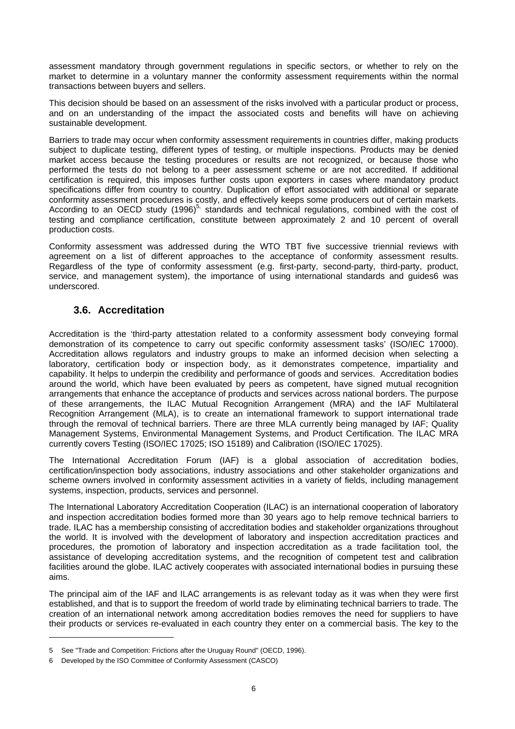assessment mandatory through government regulations in specific sectors, or whether to rely on the market to determine in a voluntary manner the conformity assessment requirements within the normal transactions between buyers and sellers.

This decision should be based on an assessment of the risks involved with a particular product or process, and on an understanding of the impact the associated costs and benefits will have on achieving sustainable development.

Barriers to trade may occur when conformity assessment requirements in countries differ, making products subject to duplicate testing, different types of testing, or multiple inspections. Products may be denied market access because the testing procedures or results are not recognized, or because those who performed the tests do not belong to a peer assessment scheme or are not accredited. If additional certification is required, this imposes further costs upon exporters in cases where mandatory product specifications differ from country to country. Duplication of effort associated with additional or separate conformity assessment procedures is costly, and effectively keeps some producers out of certain markets. According to an OECD study (1996)[5], standards and technical regulations, combined with the cost of testing and compliance certification, constitute between approximately 2 and 10 percent of overall production costs.

Conformity assessment was addressed during the WTO TBT five successive triennial reviews with agreement on a list of different approaches to the acceptance of conformity assessment results. Regardless of the type of conformity assessment (e.g. first-party, second-party, third-party, product, service, and management system), the importance of using international standards and guides6 was underscored.

## 3.6. Accreditation

Accreditation is the 'third-party attestation related to a conformity assessment body conveying formal demonstration of its competence to carry out specific conformity assessment tasks' (ISO/IEC 17000). Accreditation allows regulators and industry groups to make an informed decision when selecting a laboratory, certification body or inspection body, as it demonstrates competence, impartiality and capability. It helps to underpin the credibility and performance of goods and services. Accreditation bodies around the world, which have been evaluated by peers as competent, have signed mutual recognition arrangements that enhance the acceptance of products and services across national borders. The purpose of these arrangements, the ILAC Mutual Recognition Arrangement (MRA) and the IAF Multilateral Recognition Arrangement (MLA), is to create an international framework to support international trade through the removal of technical barriers. There are three MLA currently being managed by IAF; Quality Management Systems, Environmental Management Systems, and Product Certification. The ILAC MRA currently covers Testing (ISO/IEC 17025; ISO 15189) and Calibration (ISO/IEC 17025).

The International Accreditation Forum (IAF) is a global association of accreditation bodies, certification/inspection body associations, industry associations and other stakeholder organizations and scheme owners involved in conformity assessment activities in a variety of fields, including management systems, inspection, products, services and personnel.

The International Laboratory Accreditation Cooperation (ILAC) is an international cooperation of laboratory and inspection accreditation bodies formed more than 30 years ago to help remove technical barriers to trade. ILAC has a membership consisting of accreditation bodies and stakeholder organizations throughout the world. It is involved with the development of laboratory and inspection accreditation practices and procedures, the promotion of laboratory and inspection accreditation as a trade facilitation tool, the assistance of developing accreditation systems, and the recognition of competent test and calibration facilities around the globe. ILAC actively cooperates with associated international bodies in pursuing these aims.

The principal aim of the IAF and ILAC arrangements is as relevant today as it was when they were first established, and that is to support the freedom of world trade by eliminating technical barriers to trade. The creation of an international network among accreditation bodies removes the need for suppliers to have their products or services re-evaluated in each country they enter on a commercial basis. The key to the

---

5 See "Trade and Competition: Frictions after the Uruguay Round" (OECD, 1996).

6 Developed by the ISO Committee of Conformity Assessment (CASCO)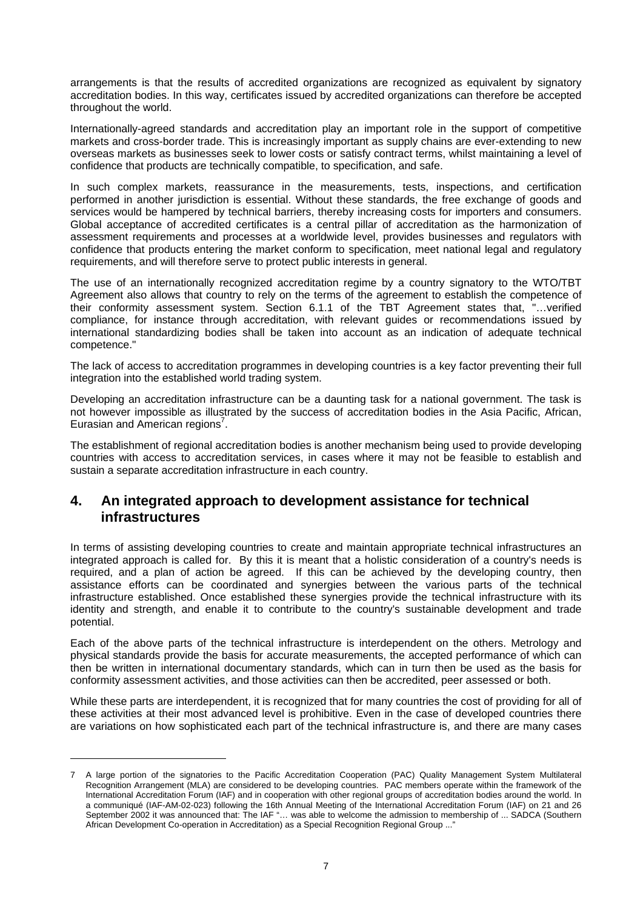arrangements is that the results of accredited organizations are recognized as equivalent by signatory accreditation bodies. In this way, certificates issued by accredited organizations can therefore be accepted throughout the world.

Internationally-agreed standards and accreditation play an important role in the support of competitive markets and cross-border trade. This is increasingly important as supply chains are ever-extending to new overseas markets as businesses seek to lower costs or satisfy contract terms, whilst maintaining a level of confidence that products are technically compatible, to specification, and safe.

In such complex markets, reassurance in the measurements, tests, inspections, and certification performed in another jurisdiction is essential. Without these standards, the free exchange of goods and services would be hampered by technical barriers, thereby increasing costs for importers and consumers. Global acceptance of accredited certificates is a central pillar of accreditation as the harmonization of assessment requirements and processes at a worldwide level, provides businesses and regulators with confidence that products entering the market conform to specification, meet national legal and regulatory requirements, and will therefore serve to protect public interests in general.

The use of an internationally recognized accreditation regime by a country signatory to the WTO/TBT Agreement also allows that country to rely on the terms of the agreement to establish the competence of their conformity assessment system. Section 6.1.1 of the TBT Agreement states that, "…verified compliance, for instance through accreditation, with relevant guides or recommendations issued by international standardizing bodies shall be taken into account as an indication of adequate technical competence."

The lack of access to accreditation programmes in developing countries is a key factor preventing their full integration into the established world trading system.

Developing an accreditation infrastructure can be a daunting task for a national government. The task is not however impossible as illustrated by the success of accreditation bodies in the Asia Pacific, African, Eurasian and American regions[7].

The establishment of regional accreditation bodies is another mechanism being used to provide developing countries with access to accreditation services, in cases where it may not be feasible to establish and sustain a separate accreditation infrastructure in each country.

## 4. An integrated approach to development assistance for technical infrastructures

In terms of assisting developing countries to create and maintain appropriate technical infrastructures an integrated approach is called for. By this it is meant that a holistic consideration of a country's needs is required, and a plan of action be agreed. If this can be achieved by the developing country, then assistance efforts can be coordinated and synergies between the various parts of the technical infrastructure established. Once established these synergies provide the technical infrastructure with its identity and strength, and enable it to contribute to the country's sustainable development and trade potential.

Each of the above parts of the technical infrastructure is interdependent on the others. Metrology and physical standards provide the basis for accurate measurements, the accepted performance of which can then be written in international documentary standards, which can in turn then be used as the basis for conformity assessment activities, and those activities can then be accredited, peer assessed or both.

While these parts are interdependent, it is recognized that for many countries the cost of providing for all of these activities at their most advanced level is prohibitive. Even in the case of developed countries there are variations on how sophisticated each part of the technical infrastructure is, and there are many cases

---

7 A large portion of the signatories to the Pacific Accreditation Cooperation (PAC) Quality Management System Multilateral Recognition Arrangement (MLA) are considered to be developing countries. PAC members operate within the framework of the International Accreditation Forum (IAF) and in cooperation with other regional groups of accreditation bodies around the world. In a communiqué (IAF-AM-02-023) following the 16th Annual Meeting of the International Accreditation Forum (IAF) on 21 and 26 September 2002 it was announced that: The IAF "… was able to welcome the admission to membership of ... SADCA (Southern African Development Co-operation in Accreditation) as a Special Recognition Regional Group ..."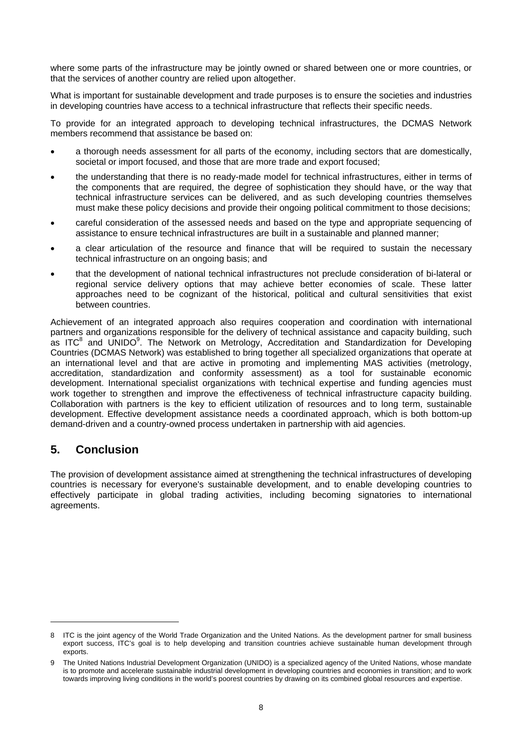where some parts of the infrastructure may be jointly owned or shared between one or more countries, or that the services of another country are relied upon altogether.

What is important for sustainable development and trade purposes is to ensure the societies and industries in developing countries have access to a technical infrastructure that reflects their specific needs.

To provide for an integrated approach to developing technical infrastructures, the DCMAS Network members recommend that assistance be based on:

- a thorough needs assessment for all parts of the economy, including sectors that are domestically, societal or import focused, and those that are more trade and export focused;
- the understanding that there is no ready-made model for technical infrastructures, either in terms of the components that are required, the degree of sophistication they should have, or the way that technical infrastructure services can be delivered, and as such developing countries themselves must make these policy decisions and provide their ongoing political commitment to those decisions;
- careful consideration of the assessed needs and based on the type and appropriate sequencing of assistance to ensure technical infrastructures are built in a sustainable and planned manner;
- a clear articulation of the resource and finance that will be required to sustain the necessary technical infrastructure on an ongoing basis; and
- that the development of national technical infrastructures not preclude consideration of bi-lateral or regional service delivery options that may achieve better economies of scale. These latter approaches need to be cognizant of the historical, political and cultural sensitivities that exist between countries.

Achievement of an integrated approach also requires cooperation and coordination with international partners and organizations responsible for the delivery of technical assistance and capacity building, such as ITC[8] and UNIDO[9]. The Network on Metrology, Accreditation and Standardization for Developing Countries (DCMAS Network) was established to bring together all specialized organizations that operate at an international level and that are active in promoting and implementing MAS activities (metrology, accreditation, standardization and conformity assessment) as a tool for sustainable economic development. International specialist organizations with technical expertise and funding agencies must work together to strengthen and improve the effectiveness of technical infrastructure capacity building. Collaboration with partners is the key to efficient utilization of resources and to long term, sustainable development. Effective development assistance needs a coordinated approach, which is both bottom-up demand-driven and a country-owned process undertaken in partnership with aid agencies.

## 5. Conclusion

The provision of development assistance aimed at strengthening the technical infrastructures of developing countries is necessary for everyone's sustainable development, and to enable developing countries to effectively participate in global trading activities, including becoming signatories to international agreements.

---

8 ITC is the joint agency of the World Trade Organization and the United Nations. As the development partner for small business export success, ITC's goal is to help developing and transition countries achieve sustainable human development through exports.

9 The United Nations Industrial Development Organization (UNIDO) is a specialized agency of the United Nations, whose mandate is to promote and accelerate sustainable industrial development in developing countries and economies in transition; and to work towards improving living conditions in the world's poorest countries by drawing on its combined global resources and expertise.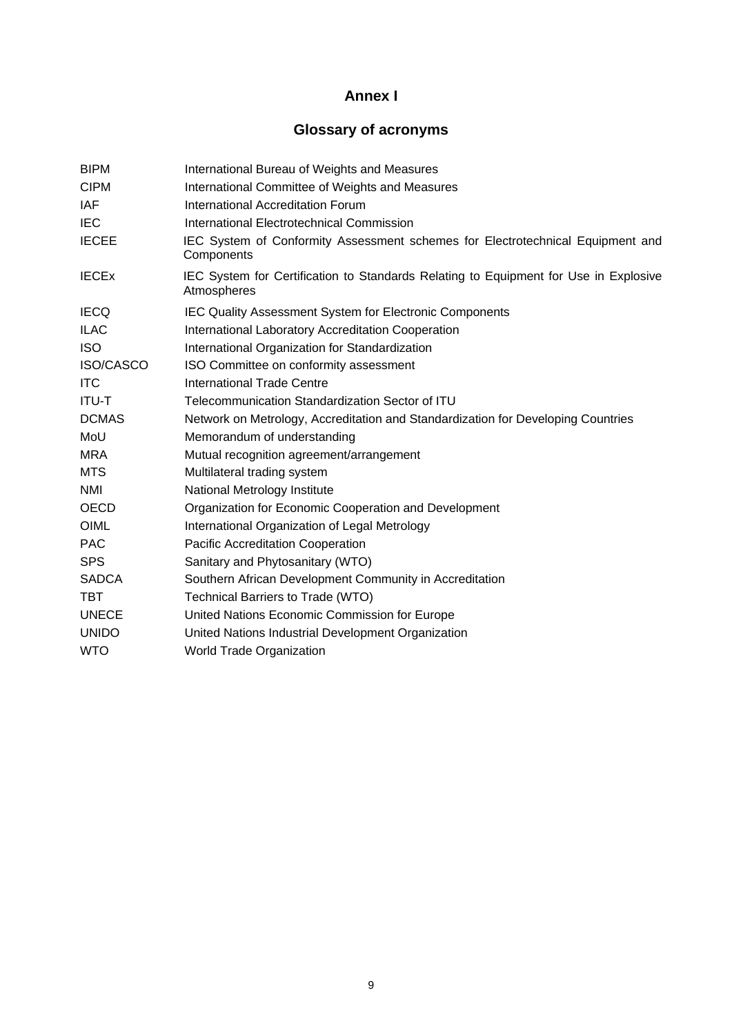# Annex I

## Glossary of acronyms

| | |
|---|---|
| BIPM | International Bureau of Weights and Measures |
| CIPM | International Committee of Weights and Measures |
| IAF | International Accreditation Forum |
| IEC | International Electrotechnical Commission |
| IECEE | IEC System of Conformity Assessment schemes for Electrotechnical Equipment and Components |
| IECEx | IEC System for Certification to Standards Relating to Equipment for Use in Explosive Atmospheres |
| IECQ | IEC Quality Assessment System for Electronic Components |
| ILAC | International Laboratory Accreditation Cooperation |
| ISO | International Organization for Standardization |
| ISO/CASCO | ISO Committee on conformity assessment |
| ITC | International Trade Centre |
| ITU-T | Telecommunication Standardization Sector of ITU |
| DCMAS | Network on Metrology, Accreditation and Standardization for Developing Countries |
| MoU | Memorandum of understanding |
| MRA | Mutual recognition agreement/arrangement |
| MTS | Multilateral trading system |
| NMI | National Metrology Institute |
| OECD | Organization for Economic Cooperation and Development |
| OIML | International Organization of Legal Metrology |
| PAC | Pacific Accreditation Cooperation |
| SPS | Sanitary and Phytosanitary (WTO) |
| SADCA | Southern African Development Community in Accreditation |
| TBT | Technical Barriers to Trade (WTO) |
| UNECE | United Nations Economic Commission for Europe |
| UNIDO | United Nations Industrial Development Organization |
| WTO | World Trade Organization |